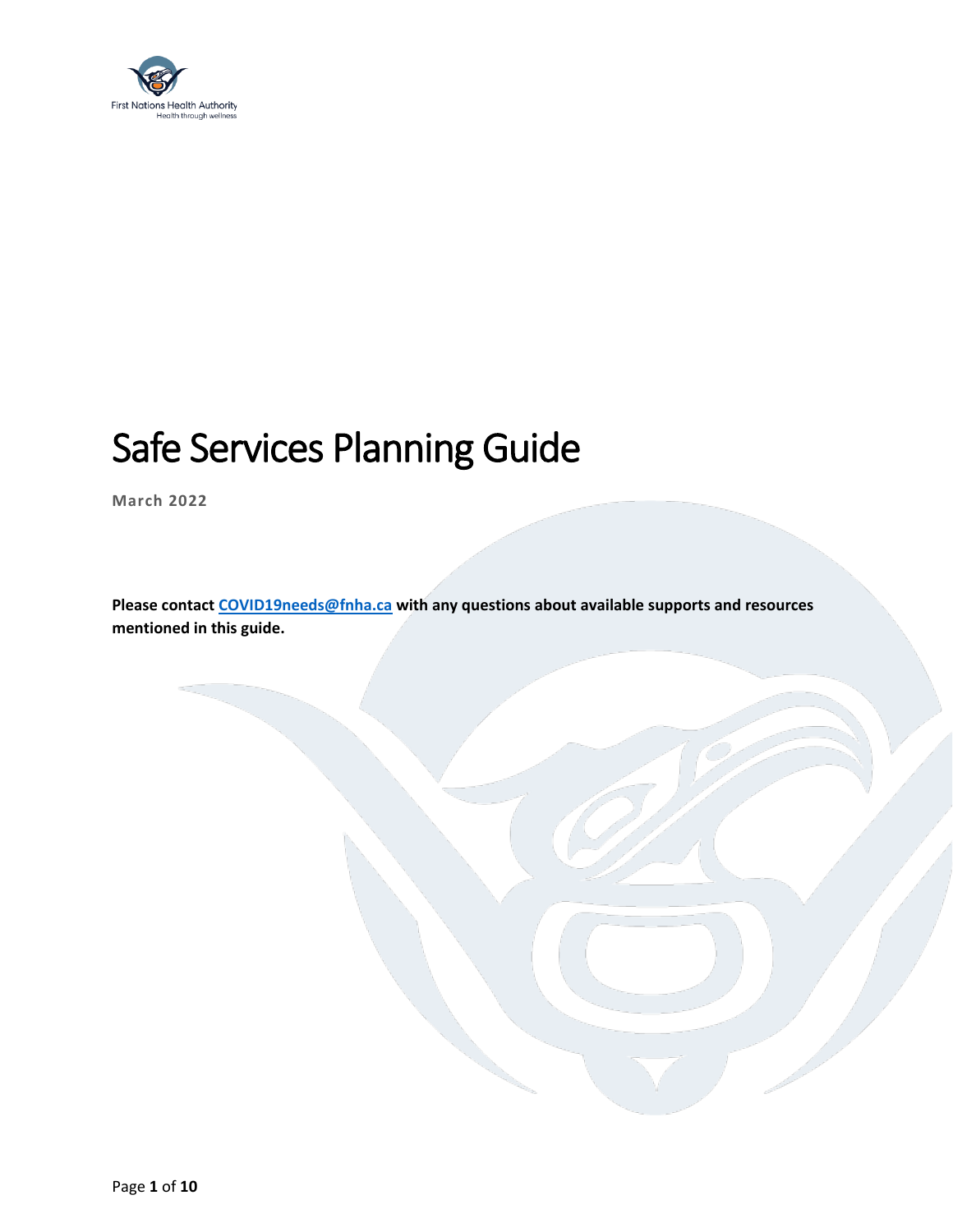First Nations Health Authority
Health through wellness

# Safe Services Planning Guide

**March 2022**

**Please contact [COVID19needs@fnha.ca](mailto:COVID19needs@fnha.ca) with any questions about available supports and resources mentioned in this guide.**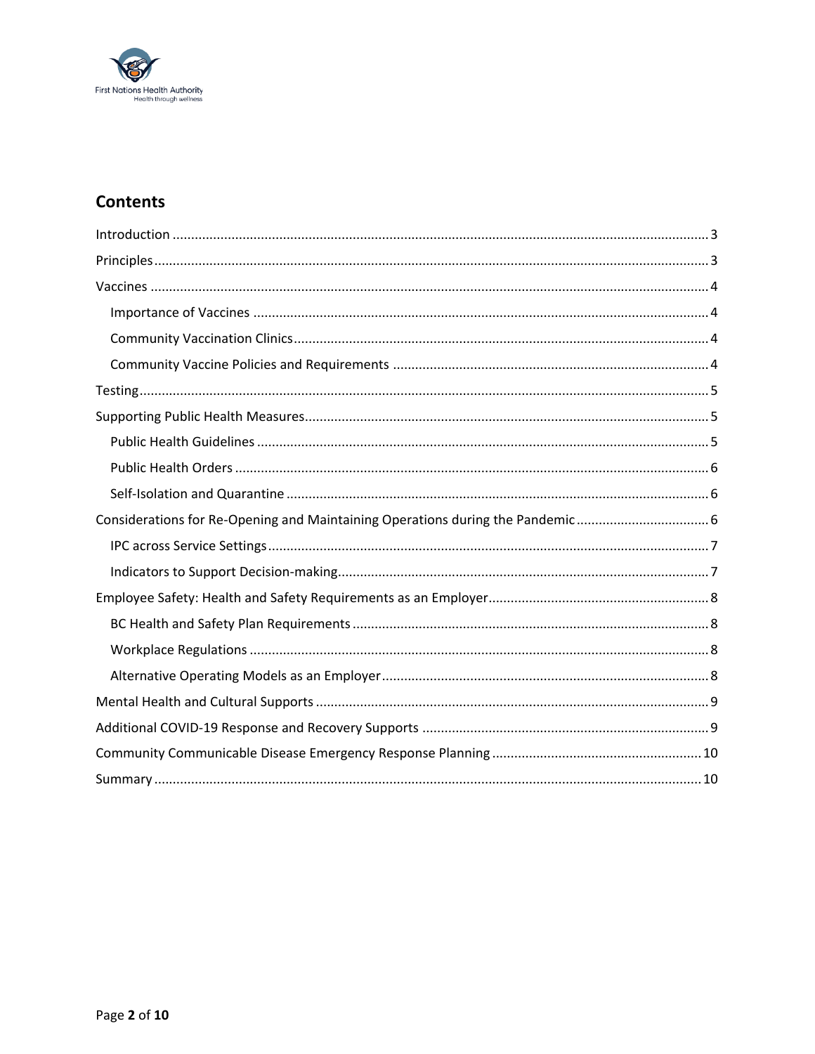## Contents

- Introduction ........ 3
- Principles ........ 3
- Vaccines ........ 4
  - Importance of Vaccines ........ 4
  - Community Vaccination Clinics ........ 4
  - Community Vaccine Policies and Requirements ........ 4
- Testing ........ 5
- Supporting Public Health Measures ........ 5
  - Public Health Guidelines ........ 5
  - Public Health Orders ........ 6
  - Self-Isolation and Quarantine ........ 6
- Considerations for Re-Opening and Maintaining Operations during the Pandemic ........ 6
  - IPC across Service Settings ........ 7
  - Indicators to Support Decision-making ........ 7
- Employee Safety: Health and Safety Requirements as an Employer ........ 8
  - BC Health and Safety Plan Requirements ........ 8
  - Workplace Regulations ........ 8
  - Alternative Operating Models as an Employer ........ 8
- Mental Health and Cultural Supports ........ 9
- Additional COVID-19 Response and Recovery Supports ........ 9
- Community Communicable Disease Emergency Response Planning ........ 10
- Summary ........ 10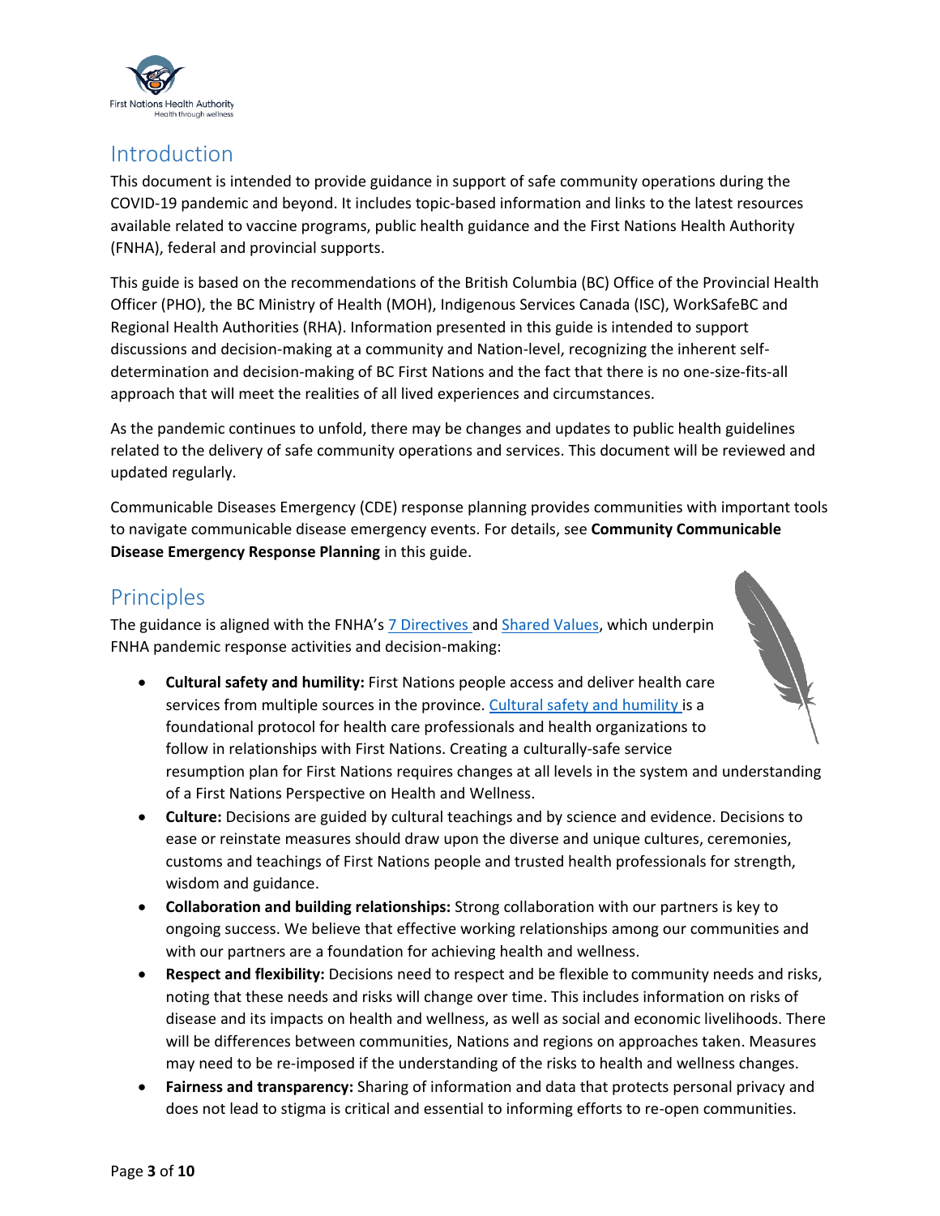## Introduction

This document is intended to provide guidance in support of safe community operations during the COVID-19 pandemic and beyond. It includes topic-based information and links to the latest resources available related to vaccine programs, public health guidance and the First Nations Health Authority (FNHA), federal and provincial supports.

This guide is based on the recommendations of the British Columbia (BC) Office of the Provincial Health Officer (PHO), the BC Ministry of Health (MOH), Indigenous Services Canada (ISC), WorkSafeBC and Regional Health Authorities (RHA). Information presented in this guide is intended to support discussions and decision-making at a community and Nation-level, recognizing the inherent self-determination and decision-making of BC First Nations and the fact that there is no one-size-fits-all approach that will meet the realities of all lived experiences and circumstances.

As the pandemic continues to unfold, there may be changes and updates to public health guidelines related to the delivery of safe community operations and services. This document will be reviewed and updated regularly.

Communicable Diseases Emergency (CDE) response planning provides communities with important tools to navigate communicable disease emergency events. For details, see **Community Communicable Disease Emergency Response Planning** in this guide.

## Principles

The guidance is aligned with the FNHA's 7 Directives and Shared Values, which underpin FNHA pandemic response activities and decision-making:

- **Cultural safety and humility:** First Nations people access and deliver health care services from multiple sources in the province. Cultural safety and humility is a foundational protocol for health care professionals and health organizations to follow in relationships with First Nations. Creating a culturally-safe service resumption plan for First Nations requires changes at all levels in the system and understanding of a First Nations Perspective on Health and Wellness.
- **Culture:** Decisions are guided by cultural teachings and by science and evidence. Decisions to ease or reinstate measures should draw upon the diverse and unique cultures, ceremonies, customs and teachings of First Nations people and trusted health professionals for strength, wisdom and guidance.
- **Collaboration and building relationships:** Strong collaboration with our partners is key to ongoing success. We believe that effective working relationships among our communities and with our partners are a foundation for achieving health and wellness.
- **Respect and flexibility:** Decisions need to respect and be flexible to community needs and risks, noting that these needs and risks will change over time. This includes information on risks of disease and its impacts on health and wellness, as well as social and economic livelihoods. There will be differences between communities, Nations and regions on approaches taken. Measures may need to be re-imposed if the understanding of the risks to health and wellness changes.
- **Fairness and transparency:** Sharing of information and data that protects personal privacy and does not lead to stigma is critical and essential to informing efforts to re-open communities.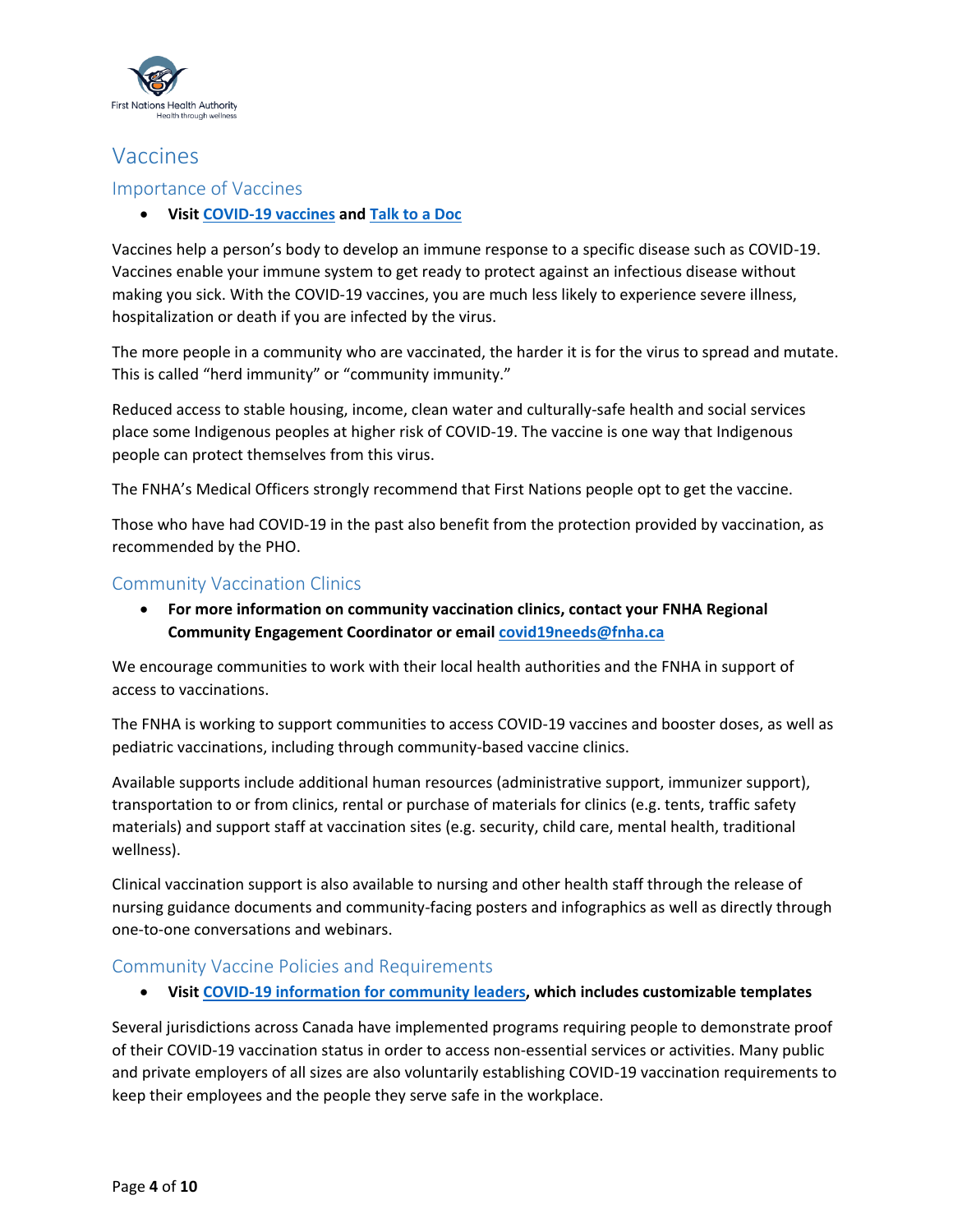# Vaccines

## Importance of Vaccines

- **Visit COVID-19 vaccines and Talk to a Doc**

Vaccines help a person's body to develop an immune response to a specific disease such as COVID-19. Vaccines enable your immune system to get ready to protect against an infectious disease without making you sick. With the COVID-19 vaccines, you are much less likely to experience severe illness, hospitalization or death if you are infected by the virus.

The more people in a community who are vaccinated, the harder it is for the virus to spread and mutate. This is called "herd immunity" or "community immunity."

Reduced access to stable housing, income, clean water and culturally-safe health and social services place some Indigenous peoples at higher risk of COVID-19. The vaccine is one way that Indigenous people can protect themselves from this virus.

The FNHA's Medical Officers strongly recommend that First Nations people opt to get the vaccine.

Those who have had COVID-19 in the past also benefit from the protection provided by vaccination, as recommended by the PHO.

## Community Vaccination Clinics

- **For more information on community vaccination clinics, contact your FNHA Regional Community Engagement Coordinator or email covid19needs@fnha.ca**

We encourage communities to work with their local health authorities and the FNHA in support of access to vaccinations.

The FNHA is working to support communities to access COVID-19 vaccines and booster doses, as well as pediatric vaccinations, including through community-based vaccine clinics.

Available supports include additional human resources (administrative support, immunizer support), transportation to or from clinics, rental or purchase of materials for clinics (e.g. tents, traffic safety materials) and support staff at vaccination sites (e.g. security, child care, mental health, traditional wellness).

Clinical vaccination support is also available to nursing and other health staff through the release of nursing guidance documents and community-facing posters and infographics as well as directly through one-to-one conversations and webinars.

## Community Vaccine Policies and Requirements

- **Visit COVID-19 information for community leaders, which includes customizable templates**

Several jurisdictions across Canada have implemented programs requiring people to demonstrate proof of their COVID-19 vaccination status in order to access non-essential services or activities. Many public and private employers of all sizes are also voluntarily establishing COVID-19 vaccination requirements to keep their employees and the people they serve safe in the workplace.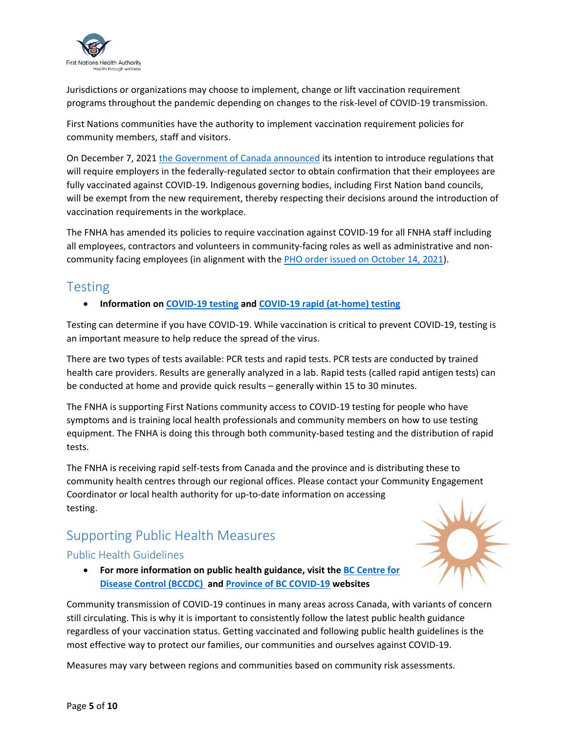Jurisdictions or organizations may choose to implement, change or lift vaccination requirement programs throughout the pandemic depending on changes to the risk-level of COVID-19 transmission.

First Nations communities have the authority to implement vaccination requirement policies for community members, staff and visitors.

On December 7, 2021 the Government of Canada announced its intention to introduce regulations that will require employers in the federally-regulated sector to obtain confirmation that their employees are fully vaccinated against COVID-19. Indigenous governing bodies, including First Nation band councils, will be exempt from the new requirement, thereby respecting their decisions around the introduction of vaccination requirements in the workplace.

The FNHA has amended its policies to require vaccination against COVID-19 for all FNHA staff including all employees, contractors and volunteers in community-facing roles as well as administrative and non-community facing employees (in alignment with the PHO order issued on October 14, 2021).

## Testing

- **Information on COVID-19 testing and COVID-19 rapid (at-home) testing**

Testing can determine if you have COVID-19. While vaccination is critical to prevent COVID-19, testing is an important measure to help reduce the spread of the virus.

There are two types of tests available: PCR tests and rapid tests. PCR tests are conducted by trained health care providers. Results are generally analyzed in a lab. Rapid tests (called rapid antigen tests) can be conducted at home and provide quick results – generally within 15 to 30 minutes.

The FNHA is supporting First Nations community access to COVID-19 testing for people who have symptoms and is training local health professionals and community members on how to use testing equipment. The FNHA is doing this through both community-based testing and the distribution of rapid tests.

The FNHA is receiving rapid self-tests from Canada and the province and is distributing these to community health centres through our regional offices. Please contact your Community Engagement Coordinator or local health authority for up-to-date information on accessing testing.

## Supporting Public Health Measures

### Public Health Guidelines

- **For more information on public health guidance, visit the BC Centre for Disease Control (BCCDC) and Province of BC COVID-19 websites**

Community transmission of COVID-19 continues in many areas across Canada, with variants of concern still circulating. This is why it is important to consistently follow the latest public health guidance regardless of your vaccination status. Getting vaccinated and following public health guidelines is the most effective way to protect our families, our communities and ourselves against COVID-19.

Measures may vary between regions and communities based on community risk assessments.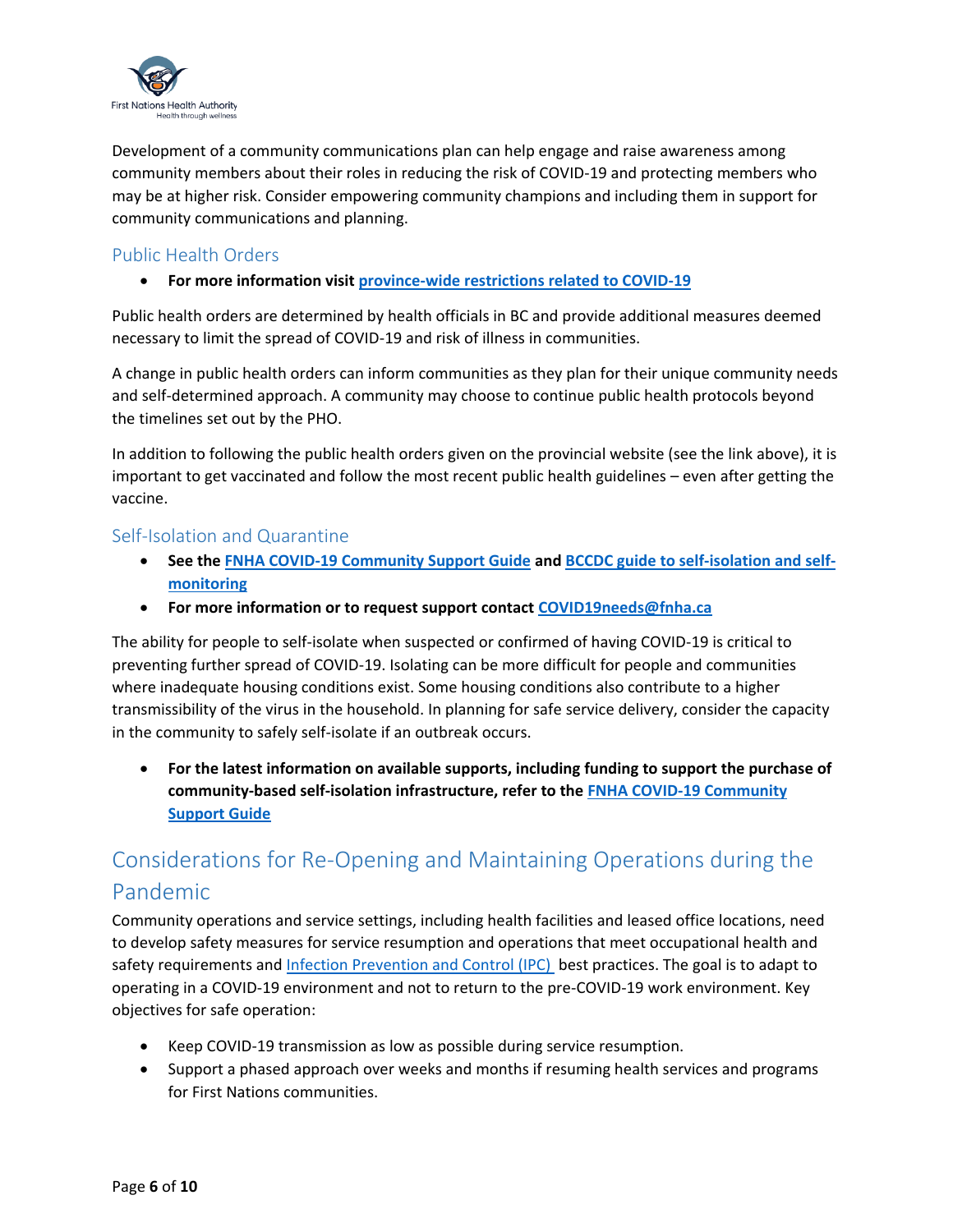Development of a community communications plan can help engage and raise awareness among community members about their roles in reducing the risk of COVID-19 and protecting members who may be at higher risk. Consider empowering community champions and including them in support for community communications and planning.

### Public Health Orders

- **For more information visit province-wide restrictions related to COVID-19**

Public health orders are determined by health officials in BC and provide additional measures deemed necessary to limit the spread of COVID-19 and risk of illness in communities.

A change in public health orders can inform communities as they plan for their unique community needs and self-determined approach. A community may choose to continue public health protocols beyond the timelines set out by the PHO.

In addition to following the public health orders given on the provincial website (see the link above), it is important to get vaccinated and follow the most recent public health guidelines – even after getting the vaccine.

### Self-Isolation and Quarantine

- **See the FNHA COVID-19 Community Support Guide and BCCDC guide to self-isolation and self-monitoring**
- **For more information or to request support contact COVID19needs@fnha.ca**

The ability for people to self-isolate when suspected or confirmed of having COVID-19 is critical to preventing further spread of COVID-19. Isolating can be more difficult for people and communities where inadequate housing conditions exist. Some housing conditions also contribute to a higher transmissibility of the virus in the household. In planning for safe service delivery, consider the capacity in the community to safely self-isolate if an outbreak occurs.

- **For the latest information on available supports, including funding to support the purchase of community-based self-isolation infrastructure, refer to the FNHA COVID-19 Community Support Guide**

## Considerations for Re-Opening and Maintaining Operations during the Pandemic

Community operations and service settings, including health facilities and leased office locations, need to develop safety measures for service resumption and operations that meet occupational health and safety requirements and Infection Prevention and Control (IPC) best practices. The goal is to adapt to operating in a COVID-19 environment and not to return to the pre-COVID-19 work environment. Key objectives for safe operation:

- Keep COVID-19 transmission as low as possible during service resumption.
- Support a phased approach over weeks and months if resuming health services and programs for First Nations communities.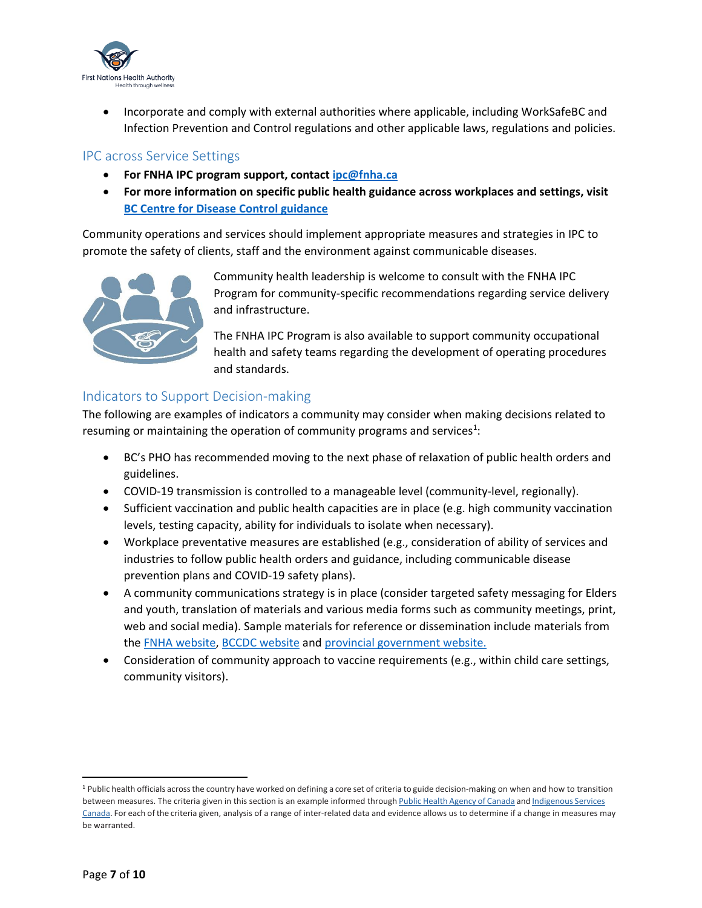- Incorporate and comply with external authorities where applicable, including WorkSafeBC and Infection Prevention and Control regulations and other applicable laws, regulations and policies.

## IPC across Service Settings

- **For FNHA IPC program support, contact ipc@fnha.ca**
- **For more information on specific public health guidance across workplaces and settings, visit BC Centre for Disease Control guidance**

Community operations and services should implement appropriate measures and strategies in IPC to promote the safety of clients, staff and the environment against communicable diseases.

Community health leadership is welcome to consult with the FNHA IPC Program for community-specific recommendations regarding service delivery and infrastructure.

The FNHA IPC Program is also available to support community occupational health and safety teams regarding the development of operating procedures and standards.

## Indicators to Support Decision-making

The following are examples of indicators a community may consider when making decisions related to resuming or maintaining the operation of community programs and services[1]:

- BC's PHO has recommended moving to the next phase of relaxation of public health orders and guidelines.
- COVID-19 transmission is controlled to a manageable level (community-level, regionally).
- Sufficient vaccination and public health capacities are in place (e.g. high community vaccination levels, testing capacity, ability for individuals to isolate when necessary).
- Workplace preventative measures are established (e.g., consideration of ability of services and industries to follow public health orders and guidance, including communicable disease prevention plans and COVID-19 safety plans).
- A community communications strategy is in place (consider targeted safety messaging for Elders and youth, translation of materials and various media forms such as community meetings, print, web and social media). Sample materials for reference or dissemination include materials from the FNHA website, BCCDC website and provincial government website.
- Consideration of community approach to vaccine requirements (e.g., within child care settings, community visitors).

---

[1] Public health officials across the country have worked on defining a core set of criteria to guide decision-making on when and how to transition between measures. The criteria given in this section is an example informed through Public Health Agency of Canada and Indigenous Services Canada. For each of the criteria given, analysis of a range of inter-related data and evidence allows us to determine if a change in measures may be warranted.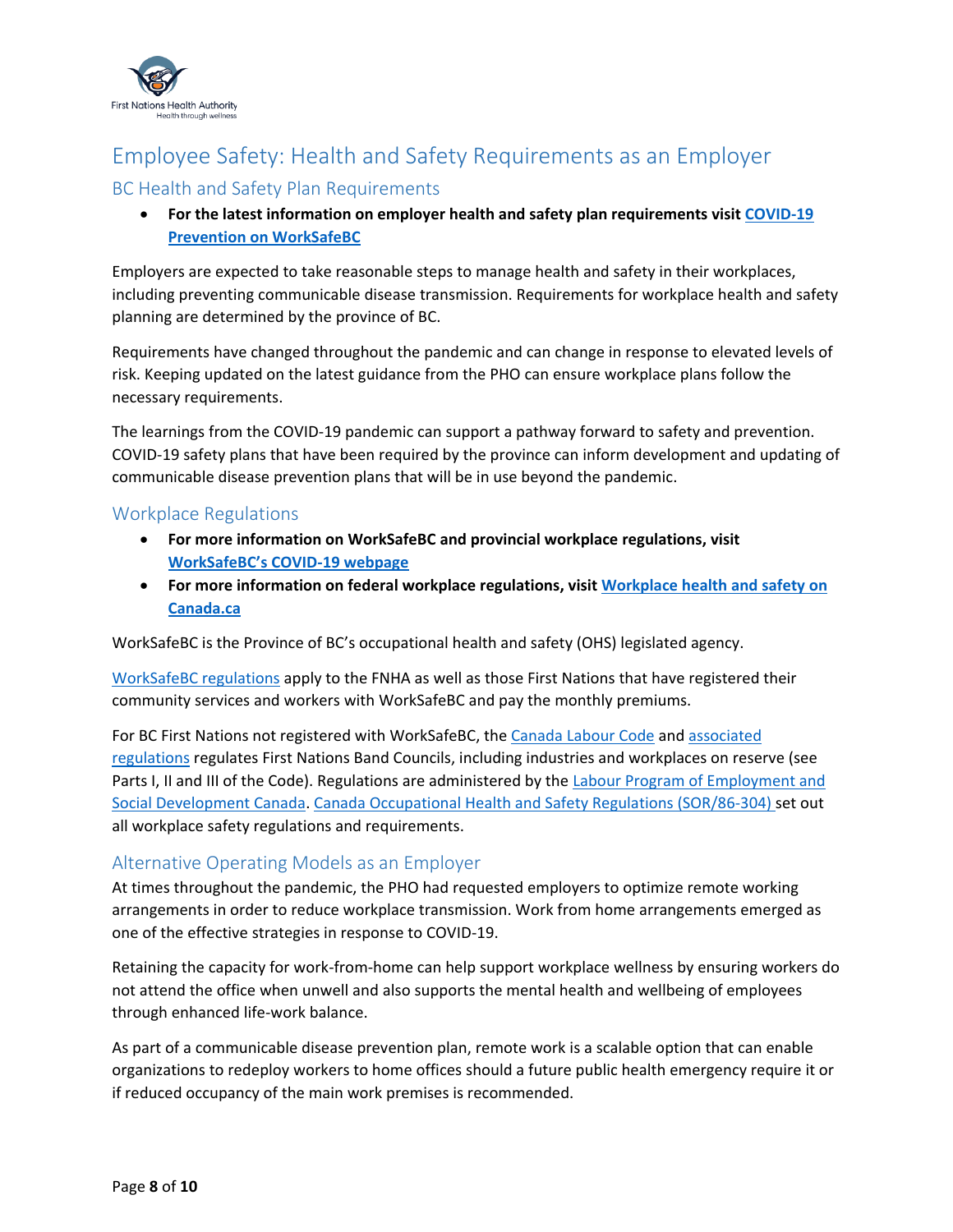# Employee Safety: Health and Safety Requirements as an Employer

## BC Health and Safety Plan Requirements

- **For the latest information on employer health and safety plan requirements visit COVID-19 Prevention on WorkSafeBC**

Employers are expected to take reasonable steps to manage health and safety in their workplaces, including preventing communicable disease transmission. Requirements for workplace health and safety planning are determined by the province of BC.

Requirements have changed throughout the pandemic and can change in response to elevated levels of risk. Keeping updated on the latest guidance from the PHO can ensure workplace plans follow the necessary requirements.

The learnings from the COVID-19 pandemic can support a pathway forward to safety and prevention. COVID-19 safety plans that have been required by the province can inform development and updating of communicable disease prevention plans that will be in use beyond the pandemic.

## Workplace Regulations

- **For more information on WorkSafeBC and provincial workplace regulations, visit WorkSafeBC's COVID-19 webpage**
- **For more information on federal workplace regulations, visit Workplace health and safety on Canada.ca**

WorkSafeBC is the Province of BC's occupational health and safety (OHS) legislated agency.

WorkSafeBC regulations apply to the FNHA as well as those First Nations that have registered their community services and workers with WorkSafeBC and pay the monthly premiums.

For BC First Nations not registered with WorkSafeBC, the Canada Labour Code and associated regulations regulates First Nations Band Councils, including industries and workplaces on reserve (see Parts I, II and III of the Code). Regulations are administered by the Labour Program of Employment and Social Development Canada. Canada Occupational Health and Safety Regulations (SOR/86-304) set out all workplace safety regulations and requirements.

## Alternative Operating Models as an Employer

At times throughout the pandemic, the PHO had requested employers to optimize remote working arrangements in order to reduce workplace transmission. Work from home arrangements emerged as one of the effective strategies in response to COVID-19.

Retaining the capacity for work-from-home can help support workplace wellness by ensuring workers do not attend the office when unwell and also supports the mental health and wellbeing of employees through enhanced life-work balance.

As part of a communicable disease prevention plan, remote work is a scalable option that can enable organizations to redeploy workers to home offices should a future public health emergency require it or if reduced occupancy of the main work premises is recommended.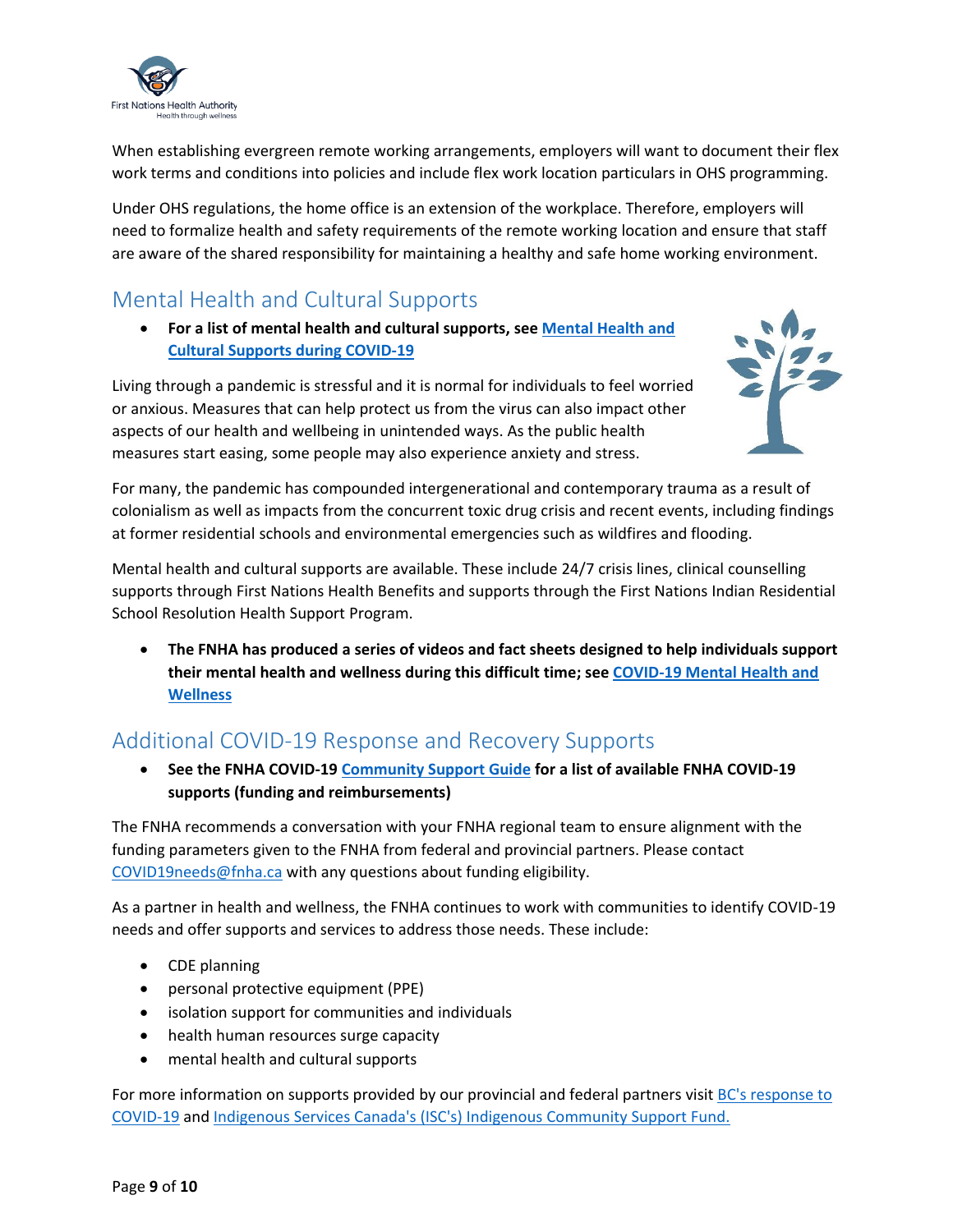When establishing evergreen remote working arrangements, employers will want to document their flex work terms and conditions into policies and include flex work location particulars in OHS programming.

Under OHS regulations, the home office is an extension of the workplace. Therefore, employers will need to formalize health and safety requirements of the remote working location and ensure that staff are aware of the shared responsibility for maintaining a healthy and safe home working environment.

## Mental Health and Cultural Supports

- **For a list of mental health and cultural supports, see Mental Health and Cultural Supports during COVID-19**

Living through a pandemic is stressful and it is normal for individuals to feel worried or anxious. Measures that can help protect us from the virus can also impact other aspects of our health and wellbeing in unintended ways. As the public health measures start easing, some people may also experience anxiety and stress.

For many, the pandemic has compounded intergenerational and contemporary trauma as a result of colonialism as well as impacts from the concurrent toxic drug crisis and recent events, including findings at former residential schools and environmental emergencies such as wildfires and flooding.

Mental health and cultural supports are available. These include 24/7 crisis lines, clinical counselling supports through First Nations Health Benefits and supports through the First Nations Indian Residential School Resolution Health Support Program.

- **The FNHA has produced a series of videos and fact sheets designed to help individuals support their mental health and wellness during this difficult time; see COVID-19 Mental Health and Wellness**

## Additional COVID-19 Response and Recovery Supports

- **See the FNHA COVID-19 Community Support Guide for a list of available FNHA COVID-19 supports (funding and reimbursements)**

The FNHA recommends a conversation with your FNHA regional team to ensure alignment with the funding parameters given to the FNHA from federal and provincial partners. Please contact COVID19needs@fnha.ca with any questions about funding eligibility.

As a partner in health and wellness, the FNHA continues to work with communities to identify COVID-19 needs and offer supports and services to address those needs. These include:

- CDE planning
- personal protective equipment (PPE)
- isolation support for communities and individuals
- health human resources surge capacity
- mental health and cultural supports

For more information on supports provided by our provincial and federal partners visit BC's response to COVID-19 and Indigenous Services Canada's (ISC's) Indigenous Community Support Fund.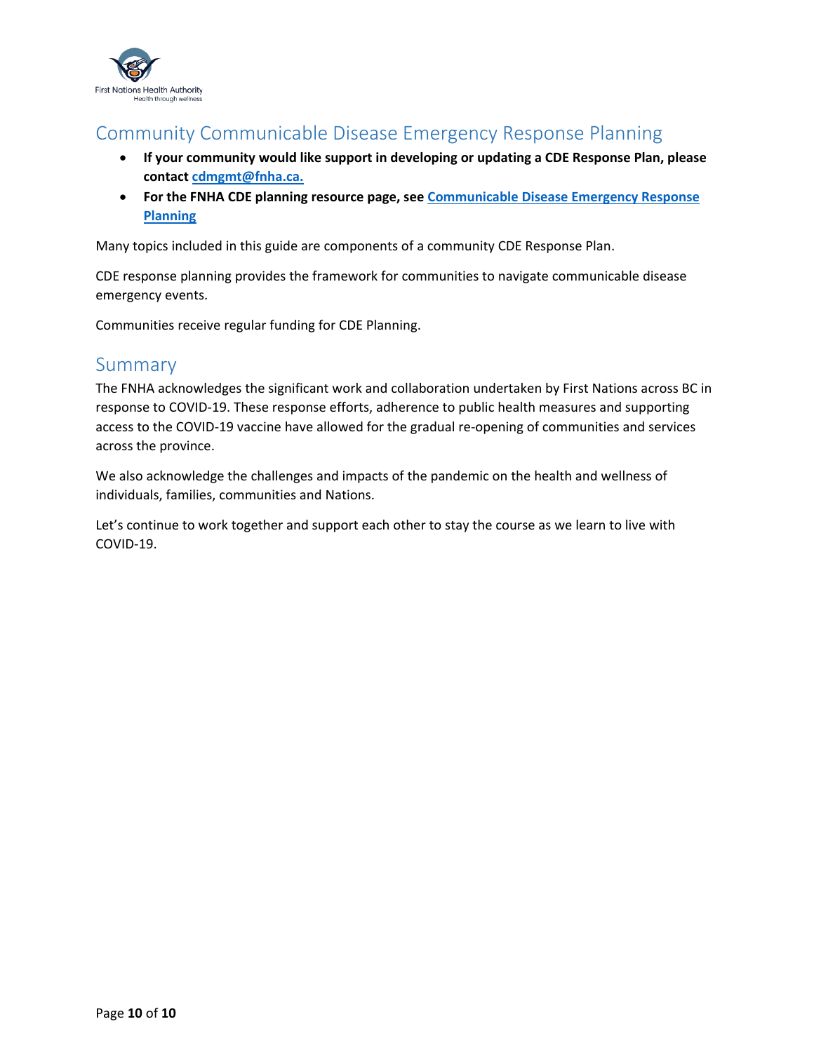## Community Communicable Disease Emergency Response Planning

- **If your community would like support in developing or updating a CDE Response Plan, please contact cdmgmt@fnha.ca.**
- **For the FNHA CDE planning resource page, see Communicable Disease Emergency Response Planning**

Many topics included in this guide are components of a community CDE Response Plan.

CDE response planning provides the framework for communities to navigate communicable disease emergency events.

Communities receive regular funding for CDE Planning.

## Summary

The FNHA acknowledges the significant work and collaboration undertaken by First Nations across BC in response to COVID-19. These response efforts, adherence to public health measures and supporting access to the COVID-19 vaccine have allowed for the gradual re-opening of communities and services across the province.

We also acknowledge the challenges and impacts of the pandemic on the health and wellness of individuals, families, communities and Nations.

Let's continue to work together and support each other to stay the course as we learn to live with COVID-19.